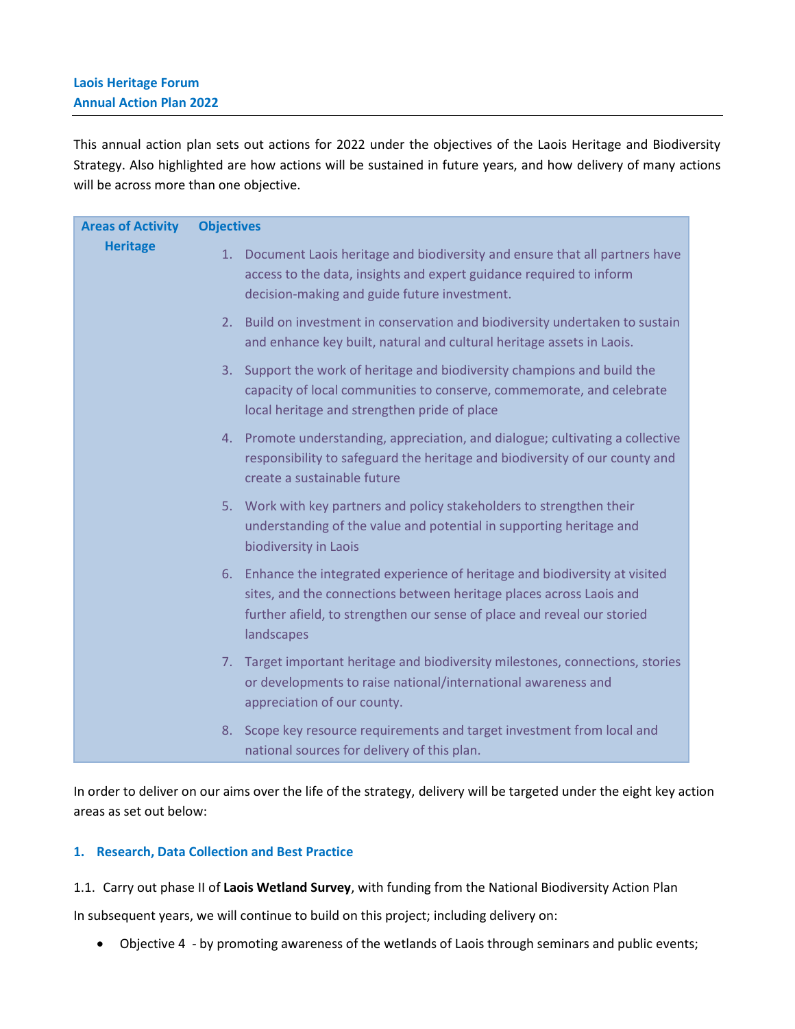**Laois Heritage Forum**
**Annual Action Plan 2022**

This annual action plan sets out actions for 2022 under the objectives of the Laois Heritage and Biodiversity Strategy. Also highlighted are how actions will be sustained in future years, and how delivery of many actions will be across more than one objective.

| Areas of Activity | Objectives |
|---|---|
| Heritage | 1. Document Laois heritage and biodiversity and ensure that all partners have access to the data, insights and expert guidance required to inform decision-making and guide future investment.<br>2. Build on investment in conservation and biodiversity undertaken to sustain and enhance key built, natural and cultural heritage assets in Laois.<br>3. Support the work of heritage and biodiversity champions and build the capacity of local communities to conserve, commemorate, and celebrate local heritage and strengthen pride of place<br>4. Promote understanding, appreciation, and dialogue; cultivating a collective responsibility to safeguard the heritage and biodiversity of our county and create a sustainable future<br>5. Work with key partners and policy stakeholders to strengthen their understanding of the value and potential in supporting heritage and biodiversity in Laois<br>6. Enhance the integrated experience of heritage and biodiversity at visited sites, and the connections between heritage places across Laois and further afield, to strengthen our sense of place and reveal our storied landscapes<br>7. Target important heritage and biodiversity milestones, connections, stories or developments to raise national/international awareness and appreciation of our county.<br>8. Scope key resource requirements and target investment from local and national sources for delivery of this plan. |

In order to deliver on our aims over the life of the strategy, delivery will be targeted under the eight key action areas as set out below:

## 1. Research, Data Collection and Best Practice

1.1. Carry out phase II of **Laois Wetland Survey**, with funding from the National Biodiversity Action Plan

In subsequent years, we will continue to build on this project; including delivery on:

- Objective 4 - by promoting awareness of the wetlands of Laois through seminars and public events;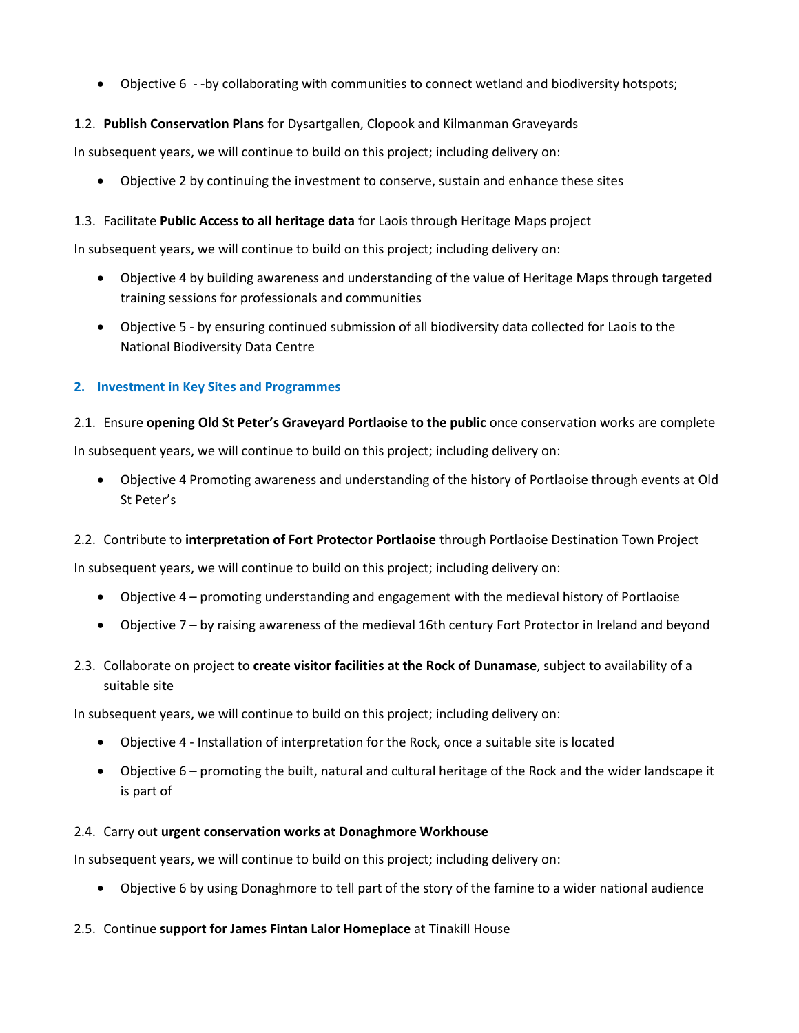- Objective 6 - -by collaborating with communities to connect wetland and biodiversity hotspots;

1.2. **Publish Conservation Plans** for Dysartgallen, Clopook and Kilmanman Graveyards

In subsequent years, we will continue to build on this project; including delivery on:

- Objective 2 by continuing the investment to conserve, sustain and enhance these sites

1.3. Facilitate **Public Access to all heritage data** for Laois through Heritage Maps project

In subsequent years, we will continue to build on this project; including delivery on:

- Objective 4 by building awareness and understanding of the value of Heritage Maps through targeted training sessions for professionals and communities
- Objective 5 - by ensuring continued submission of all biodiversity data collected for Laois to the National Biodiversity Data Centre

## 2. Investment in Key Sites and Programmes

2.1. Ensure **opening Old St Peter's Graveyard Portlaoise to the public** once conservation works are complete

In subsequent years, we will continue to build on this project; including delivery on:

- Objective 4 Promoting awareness and understanding of the history of Portlaoise through events at Old St Peter's

2.2. Contribute to **interpretation of Fort Protector Portlaoise** through Portlaoise Destination Town Project

In subsequent years, we will continue to build on this project; including delivery on:

- Objective 4 – promoting understanding and engagement with the medieval history of Portlaoise
- Objective 7 – by raising awareness of the medieval 16th century Fort Protector in Ireland and beyond

2.3. Collaborate on project to **create visitor facilities at the Rock of Dunamase**, subject to availability of a suitable site

In subsequent years, we will continue to build on this project; including delivery on:

- Objective 4 - Installation of interpretation for the Rock, once a suitable site is located
- Objective 6 – promoting the built, natural and cultural heritage of the Rock and the wider landscape it is part of

2.4. Carry out **urgent conservation works at Donaghmore Workhouse**

In subsequent years, we will continue to build on this project; including delivery on:

- Objective 6 by using Donaghmore to tell part of the story of the famine to a wider national audience

2.5. Continue **support for James Fintan Lalor Homeplace** at Tinakill House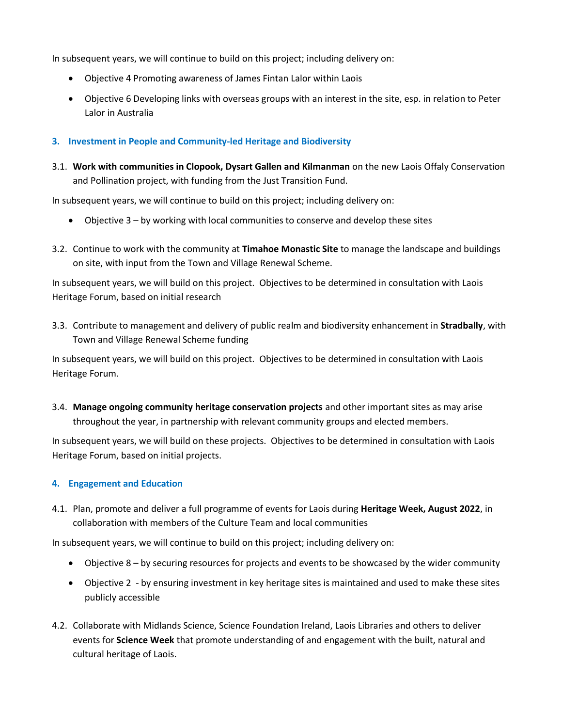In subsequent years, we will continue to build on this project; including delivery on:

- Objective 4 Promoting awareness of James Fintan Lalor within Laois
- Objective 6 Developing links with overseas groups with an interest in the site, esp. in relation to Peter Lalor in Australia

### 3. Investment in People and Community-led Heritage and Biodiversity

3.1. **Work with communities in Clopook, Dysart Gallen and Kilmanman** on the new Laois Offaly Conservation and Pollination project, with funding from the Just Transition Fund.

In subsequent years, we will continue to build on this project; including delivery on:

- Objective 3 – by working with local communities to conserve and develop these sites

3.2. Continue to work with the community at **Timahoe Monastic Site** to manage the landscape and buildings on site, with input from the Town and Village Renewal Scheme.

In subsequent years, we will build on this project. Objectives to be determined in consultation with Laois Heritage Forum, based on initial research

3.3. Contribute to management and delivery of public realm and biodiversity enhancement in **Stradbally**, with Town and Village Renewal Scheme funding

In subsequent years, we will build on this project. Objectives to be determined in consultation with Laois Heritage Forum.

3.4. **Manage ongoing community heritage conservation projects** and other important sites as may arise throughout the year, in partnership with relevant community groups and elected members.

In subsequent years, we will build on these projects. Objectives to be determined in consultation with Laois Heritage Forum, based on initial projects.

### 4. Engagement and Education

4.1. Plan, promote and deliver a full programme of events for Laois during **Heritage Week, August 2022**, in collaboration with members of the Culture Team and local communities

In subsequent years, we will continue to build on this project; including delivery on:

- Objective 8 – by securing resources for projects and events to be showcased by the wider community
- Objective 2 - by ensuring investment in key heritage sites is maintained and used to make these sites publicly accessible

4.2. Collaborate with Midlands Science, Science Foundation Ireland, Laois Libraries and others to deliver events for **Science Week** that promote understanding of and engagement with the built, natural and cultural heritage of Laois.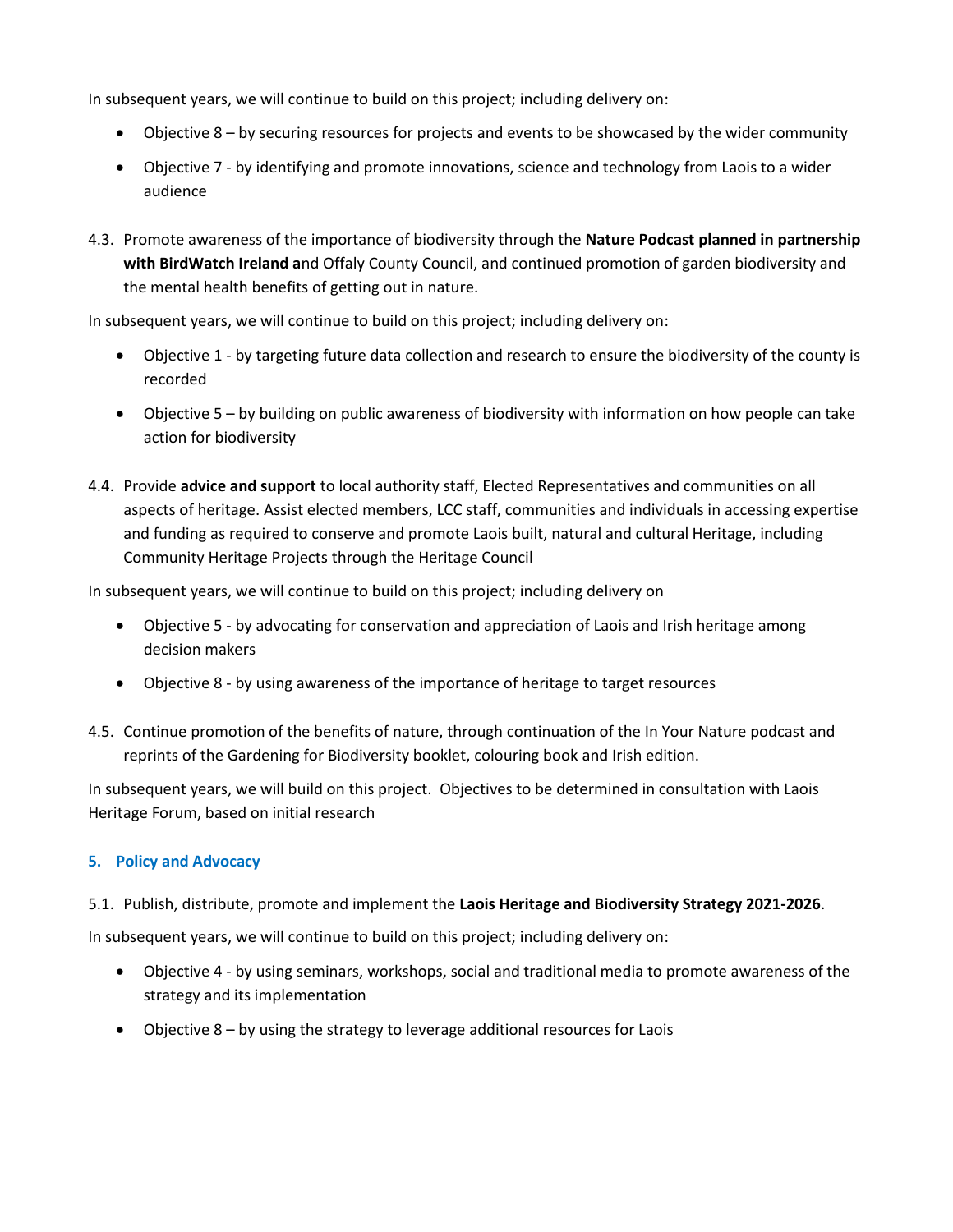In subsequent years, we will continue to build on this project; including delivery on:

- Objective 8 – by securing resources for projects and events to be showcased by the wider community
- Objective 7 - by identifying and promote innovations, science and technology from Laois to a wider audience

4.3. Promote awareness of the importance of biodiversity through the **Nature Podcast planned in partnership with BirdWatch Ireland a**nd Offaly County Council, and continued promotion of garden biodiversity and the mental health benefits of getting out in nature.

In subsequent years, we will continue to build on this project; including delivery on:

- Objective 1 - by targeting future data collection and research to ensure the biodiversity of the county is recorded
- Objective 5 – by building on public awareness of biodiversity with information on how people can take action for biodiversity

4.4. Provide **advice and support** to local authority staff, Elected Representatives and communities on all aspects of heritage. Assist elected members, LCC staff, communities and individuals in accessing expertise and funding as required to conserve and promote Laois built, natural and cultural Heritage, including Community Heritage Projects through the Heritage Council

In subsequent years, we will continue to build on this project; including delivery on

- Objective 5 - by advocating for conservation and appreciation of Laois and Irish heritage among decision makers
- Objective 8 - by using awareness of the importance of heritage to target resources

4.5. Continue promotion of the benefits of nature, through continuation of the In Your Nature podcast and reprints of the Gardening for Biodiversity booklet, colouring book and Irish edition.

In subsequent years, we will build on this project. Objectives to be determined in consultation with Laois Heritage Forum, based on initial research

## 5. Policy and Advocacy

5.1. Publish, distribute, promote and implement the **Laois Heritage and Biodiversity Strategy 2021-2026**.

In subsequent years, we will continue to build on this project; including delivery on:

- Objective 4 - by using seminars, workshops, social and traditional media to promote awareness of the strategy and its implementation
- Objective 8 – by using the strategy to leverage additional resources for Laois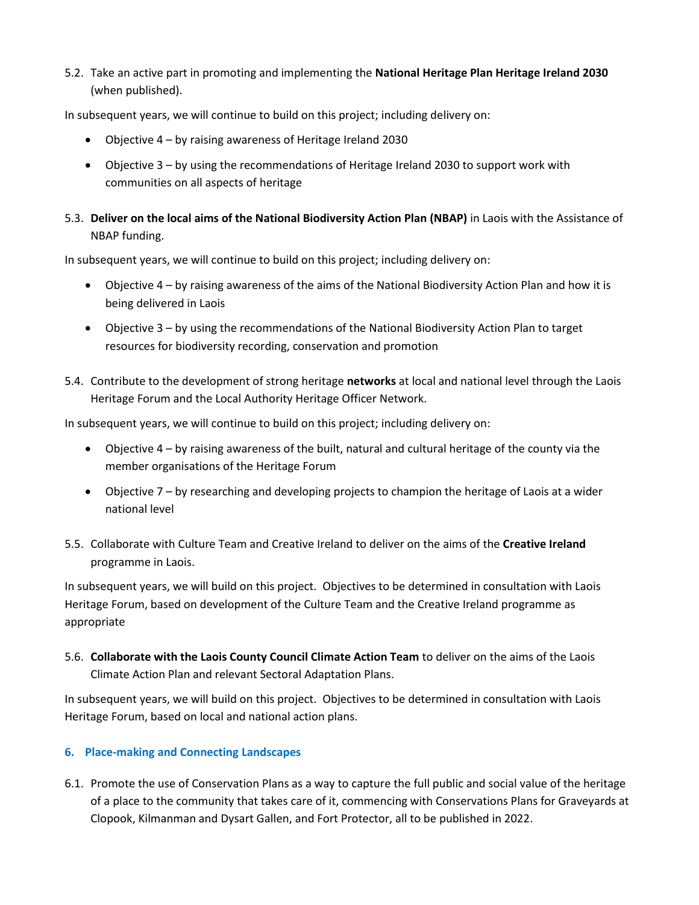5.2. Take an active part in promoting and implementing the **National Heritage Plan Heritage Ireland 2030** (when published).

In subsequent years, we will continue to build on this project; including delivery on:

- Objective 4 – by raising awareness of Heritage Ireland 2030
- Objective 3 – by using the recommendations of Heritage Ireland 2030 to support work with communities on all aspects of heritage

5.3. **Deliver on the local aims of the National Biodiversity Action Plan (NBAP)** in Laois with the Assistance of NBAP funding.

In subsequent years, we will continue to build on this project; including delivery on:

- Objective 4 – by raising awareness of the aims of the National Biodiversity Action Plan and how it is being delivered in Laois
- Objective 3 – by using the recommendations of the National Biodiversity Action Plan to target resources for biodiversity recording, conservation and promotion

5.4. Contribute to the development of strong heritage **networks** at local and national level through the Laois Heritage Forum and the Local Authority Heritage Officer Network.

In subsequent years, we will continue to build on this project; including delivery on:

- Objective 4 – by raising awareness of the built, natural and cultural heritage of the county via the member organisations of the Heritage Forum
- Objective 7 – by researching and developing projects to champion the heritage of Laois at a wider national level

5.5. Collaborate with Culture Team and Creative Ireland to deliver on the aims of the **Creative Ireland** programme in Laois.

In subsequent years, we will build on this project. Objectives to be determined in consultation with Laois Heritage Forum, based on development of the Culture Team and the Creative Ireland programme as appropriate

5.6. **Collaborate with the Laois County Council Climate Action Team** to deliver on the aims of the Laois Climate Action Plan and relevant Sectoral Adaptation Plans.

In subsequent years, we will build on this project. Objectives to be determined in consultation with Laois Heritage Forum, based on local and national action plans.

## 6. Place-making and Connecting Landscapes

6.1. Promote the use of Conservation Plans as a way to capture the full public and social value of the heritage of a place to the community that takes care of it, commencing with Conservations Plans for Graveyards at Clopook, Kilmanman and Dysart Gallen, and Fort Protector, all to be published in 2022.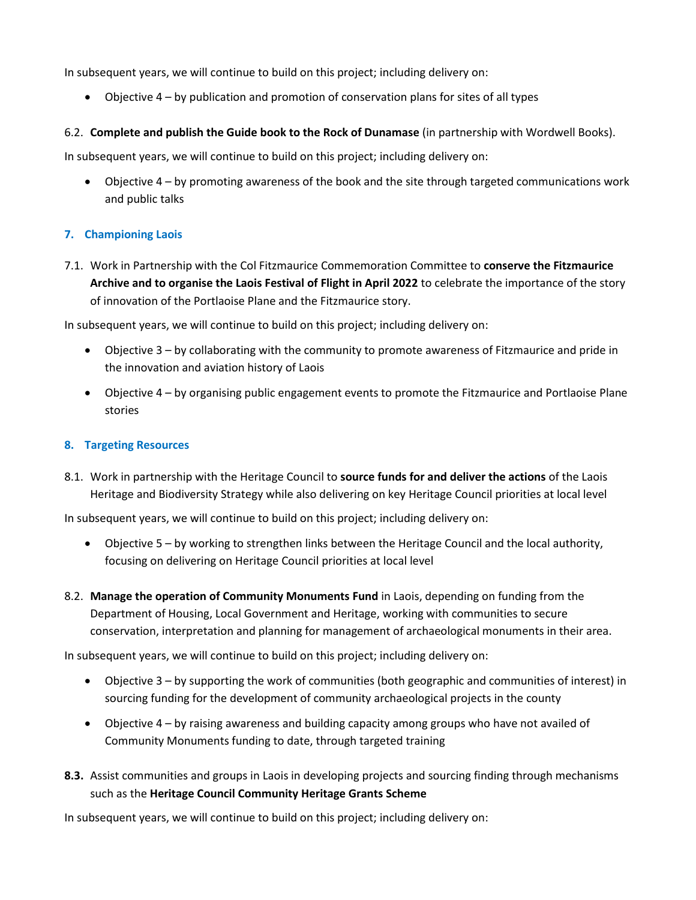In subsequent years, we will continue to build on this project; including delivery on:

- Objective 4 – by publication and promotion of conservation plans for sites of all types

6.2. **Complete and publish the Guide book to the Rock of Dunamase** (in partnership with Wordwell Books).

In subsequent years, we will continue to build on this project; including delivery on:

- Objective 4 – by promoting awareness of the book and the site through targeted communications work and public talks

## 7. Championing Laois

7.1. Work in Partnership with the Col Fitzmaurice Commemoration Committee to **conserve the Fitzmaurice Archive and to organise the Laois Festival of Flight in April 2022** to celebrate the importance of the story of innovation of the Portlaoise Plane and the Fitzmaurice story.

In subsequent years, we will continue to build on this project; including delivery on:

- Objective 3 – by collaborating with the community to promote awareness of Fitzmaurice and pride in the innovation and aviation history of Laois
- Objective 4 – by organising public engagement events to promote the Fitzmaurice and Portlaoise Plane stories

## 8. Targeting Resources

8.1. Work in partnership with the Heritage Council to **source funds for and deliver the actions** of the Laois Heritage and Biodiversity Strategy while also delivering on key Heritage Council priorities at local level

In subsequent years, we will continue to build on this project; including delivery on:

- Objective 5 – by working to strengthen links between the Heritage Council and the local authority, focusing on delivering on Heritage Council priorities at local level

8.2. **Manage the operation of Community Monuments Fund** in Laois, depending on funding from the Department of Housing, Local Government and Heritage, working with communities to secure conservation, interpretation and planning for management of archaeological monuments in their area.

In subsequent years, we will continue to build on this project; including delivery on:

- Objective 3 – by supporting the work of communities (both geographic and communities of interest) in sourcing funding for the development of community archaeological projects in the county
- Objective 4 – by raising awareness and building capacity among groups who have not availed of Community Monuments funding to date, through targeted training

**8.3.** Assist communities and groups in Laois in developing projects and sourcing finding through mechanisms such as the **Heritage Council Community Heritage Grants Scheme**

In subsequent years, we will continue to build on this project; including delivery on: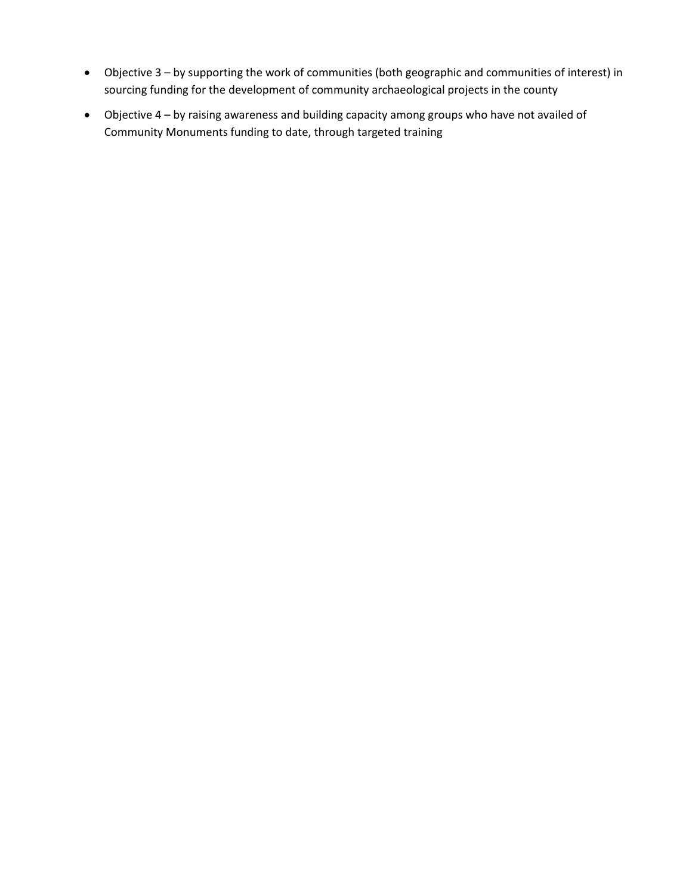- Objective 3 – by supporting the work of communities (both geographic and communities of interest) in sourcing funding for the development of community archaeological projects in the county
- Objective 4 – by raising awareness and building capacity among groups who have not availed of Community Monuments funding to date, through targeted training